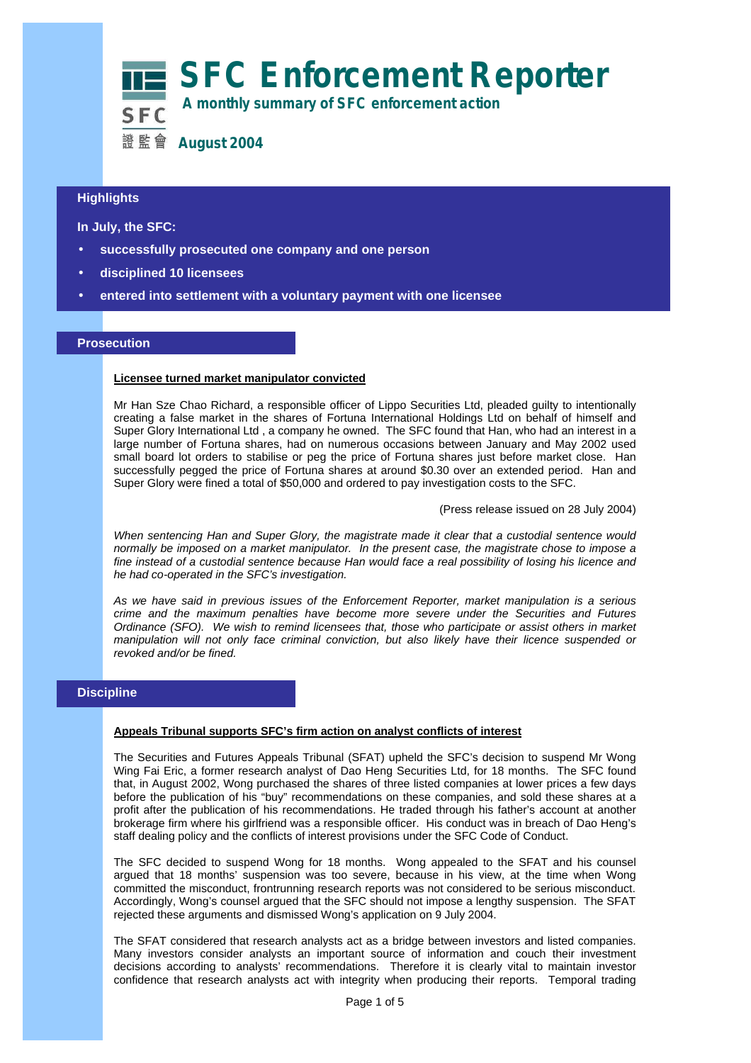# SFC Enforcement Reporter

**A monthly summary of SFC enforcement action**

SFC 證監會 **August 2004**

## Highlights

**In July, the SFC:**

- **successfully prosecuted one company and one person**
- **disciplined 10 licensees**
- **entered into settlement with a voluntary payment with one licensee**

## Prosecution

**Licensee turned market manipulator convicted**

Mr Han Sze Chao Richard, a responsible officer of Lippo Securities Ltd, pleaded guilty to intentionally creating a false market in the shares of Fortuna International Holdings Ltd on behalf of himself and Super Glory International Ltd , a company he owned. The SFC found that Han, who had an interest in a large number of Fortuna shares, had on numerous occasions between January and May 2002 used small board lot orders to stabilise or peg the price of Fortuna shares just before market close. Han successfully pegged the price of Fortuna shares at around $0.30 over an extended period. Han and Super Glory were fined a total of $50,000 and ordered to pay investigation costs to the SFC.

(Press release issued on 28 July 2004)

*When sentencing Han and Super Glory, the magistrate made it clear that a custodial sentence would normally be imposed on a market manipulator. In the present case, the magistrate chose to impose a fine instead of a custodial sentence because Han would face a real possibility of losing his licence and he had co-operated in the SFC's investigation.*

*As we have said in previous issues of the Enforcement Reporter, market manipulation is a serious crime and the maximum penalties have become more severe under the Securities and Futures Ordinance (SFO). We wish to remind licensees that, those who participate or assist others in market manipulation will not only face criminal conviction, but also likely have their licence suspended or revoked and/or be fined.*

## Discipline

**Appeals Tribunal supports SFC's firm action on analyst conflicts of interest**

The Securities and Futures Appeals Tribunal (SFAT) upheld the SFC's decision to suspend Mr Wong Wing Fai Eric, a former research analyst of Dao Heng Securities Ltd, for 18 months. The SFC found that, in August 2002, Wong purchased the shares of three listed companies at lower prices a few days before the publication of his "buy" recommendations on these companies, and sold these shares at a profit after the publication of his recommendations. He traded through his father's account at another brokerage firm where his girlfriend was a responsible officer. His conduct was in breach of Dao Heng's staff dealing policy and the conflicts of interest provisions under the SFC Code of Conduct.

The SFC decided to suspend Wong for 18 months. Wong appealed to the SFAT and his counsel argued that 18 months' suspension was too severe, because in his view, at the time when Wong committed the misconduct, frontrunning research reports was not considered to be serious misconduct. Accordingly, Wong's counsel argued that the SFC should not impose a lengthy suspension. The SFAT rejected these arguments and dismissed Wong's application on 9 July 2004.

The SFAT considered that research analysts act as a bridge between investors and listed companies. Many investors consider analysts an important source of information and couch their investment decisions according to analysts' recommendations. Therefore it is clearly vital to maintain investor confidence that research analysts act with integrity when producing their reports. Temporal trading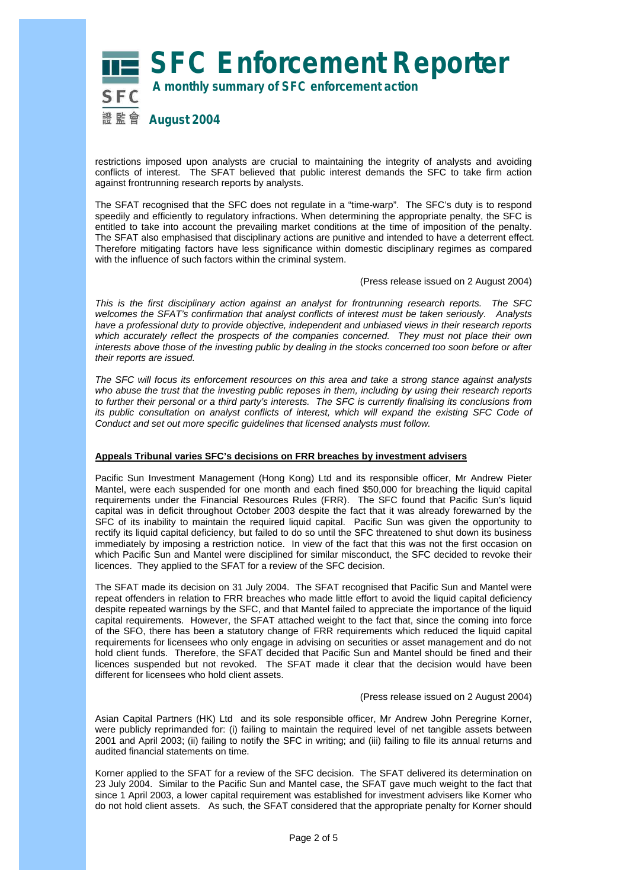restrictions imposed upon analysts are crucial to maintaining the integrity of analysts and avoiding conflicts of interest. The SFAT believed that public interest demands the SFC to take firm action against frontrunning research reports by analysts.

The SFAT recognised that the SFC does not regulate in a "time-warp". The SFC's duty is to respond speedily and efficiently to regulatory infractions. When determining the appropriate penalty, the SFC is entitled to take into account the prevailing market conditions at the time of imposition of the penalty. The SFAT also emphasised that disciplinary actions are punitive and intended to have a deterrent effect. Therefore mitigating factors have less significance within domestic disciplinary regimes as compared with the influence of such factors within the criminal system.

(Press release issued on 2 August 2004)

*This is the first disciplinary action against an analyst for frontrunning research reports. The SFC welcomes the SFAT's confirmation that analyst conflicts of interest must be taken seriously. Analysts have a professional duty to provide objective, independent and unbiased views in their research reports which accurately reflect the prospects of the companies concerned. They must not place their own interests above those of the investing public by dealing in the stocks concerned too soon before or after their reports are issued.*

*The SFC will focus its enforcement resources on this area and take a strong stance against analysts who abuse the trust that the investing public reposes in them, including by using their research reports to further their personal or a third party's interests. The SFC is currently finalising its conclusions from its public consultation on analyst conflicts of interest, which will expand the existing SFC Code of Conduct and set out more specific guidelines that licensed analysts must follow.*

**Appeals Tribunal varies SFC's decisions on FRR breaches by investment advisers**

Pacific Sun Investment Management (Hong Kong) Ltd and its responsible officer, Mr Andrew Pieter Mantel, were each suspended for one month and each fined $50,000 for breaching the liquid capital requirements under the Financial Resources Rules (FRR). The SFC found that Pacific Sun's liquid capital was in deficit throughout October 2003 despite the fact that it was already forewarned by the SFC of its inability to maintain the required liquid capital. Pacific Sun was given the opportunity to rectify its liquid capital deficiency, but failed to do so until the SFC threatened to shut down its business immediately by imposing a restriction notice. In view of the fact that this was not the first occasion on which Pacific Sun and Mantel were disciplined for similar misconduct, the SFC decided to revoke their licences. They applied to the SFAT for a review of the SFC decision.

The SFAT made its decision on 31 July 2004. The SFAT recognised that Pacific Sun and Mantel were repeat offenders in relation to FRR breaches who made little effort to avoid the liquid capital deficiency despite repeated warnings by the SFC, and that Mantel failed to appreciate the importance of the liquid capital requirements. However, the SFAT attached weight to the fact that, since the coming into force of the SFO, there has been a statutory change of FRR requirements which reduced the liquid capital requirements for licensees who only engage in advising on securities or asset management and do not hold client funds. Therefore, the SFAT decided that Pacific Sun and Mantel should be fined and their licences suspended but not revoked. The SFAT made it clear that the decision would have been different for licensees who hold client assets.

(Press release issued on 2 August 2004)

Asian Capital Partners (HK) Ltd and its sole responsible officer, Mr Andrew John Peregrine Korner, were publicly reprimanded for: (i) failing to maintain the required level of net tangible assets between 2001 and April 2003; (ii) failing to notify the SFC in writing; and (iii) failing to file its annual returns and audited financial statements on time.

Korner applied to the SFAT for a review of the SFC decision. The SFAT delivered its determination on 23 July 2004. Similar to the Pacific Sun and Mantel case, the SFAT gave much weight to the fact that since 1 April 2003, a lower capital requirement was established for investment advisers like Korner who do not hold client assets. As such, the SFAT considered that the appropriate penalty for Korner should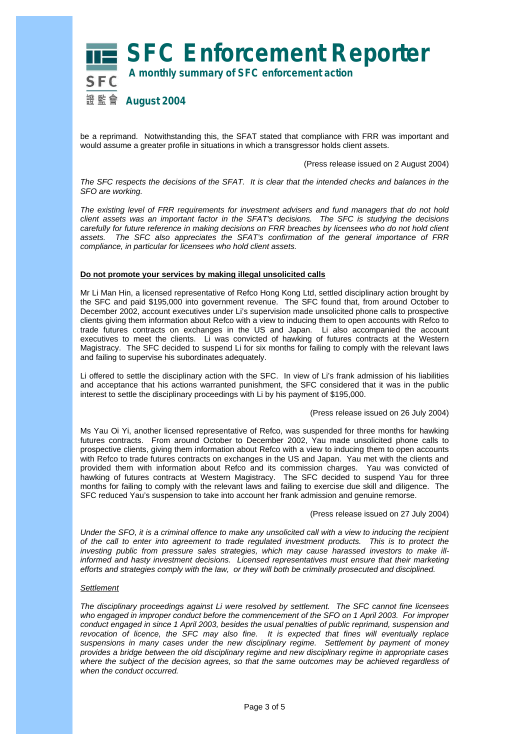be a reprimand. Notwithstanding this, the SFAT stated that compliance with FRR was important and would assume a greater profile in situations in which a transgressor holds client assets.

(Press release issued on 2 August 2004)

*The SFC respects the decisions of the SFAT. It is clear that the intended checks and balances in the SFO are working.*

*The existing level of FRR requirements for investment advisers and fund managers that do not hold client assets was an important factor in the SFAT's decisions. The SFC is studying the decisions carefully for future reference in making decisions on FRR breaches by licensees who do not hold client assets. The SFC also appreciates the SFAT's confirmation of the general importance of FRR compliance, in particular for licensees who hold client assets.*

**Do not promote your services by making illegal unsolicited calls**

Mr Li Man Hin, a licensed representative of Refco Hong Kong Ltd, settled disciplinary action brought by the SFC and paid $195,000 into government revenue. The SFC found that, from around October to December 2002, account executives under Li's supervision made unsolicited phone calls to prospective clients giving them information about Refco with a view to inducing them to open accounts with Refco to trade futures contracts on exchanges in the US and Japan. Li also accompanied the account executives to meet the clients. Li was convicted of hawking of futures contracts at the Western Magistracy. The SFC decided to suspend Li for six months for failing to comply with the relevant laws and failing to supervise his subordinates adequately.

Li offered to settle the disciplinary action with the SFC. In view of Li's frank admission of his liabilities and acceptance that his actions warranted punishment, the SFC considered that it was in the public interest to settle the disciplinary proceedings with Li by his payment of $195,000.

(Press release issued on 26 July 2004)

Ms Yau Oi Yi, another licensed representative of Refco, was suspended for three months for hawking futures contracts. From around October to December 2002, Yau made unsolicited phone calls to prospective clients, giving them information about Refco with a view to inducing them to open accounts with Refco to trade futures contracts on exchanges in the US and Japan. Yau met with the clients and provided them with information about Refco and its commission charges. Yau was convicted of hawking of futures contracts at Western Magistracy. The SFC decided to suspend Yau for three months for failing to comply with the relevant laws and failing to exercise due skill and diligence. The SFC reduced Yau's suspension to take into account her frank admission and genuine remorse.

(Press release issued on 27 July 2004)

*Under the SFO, it is a criminal offence to make any unsolicited call with a view to inducing the recipient of the call to enter into agreement to trade regulated investment products. This is to protect the investing public from pressure sales strategies, which may cause harassed investors to make ill-informed and hasty investment decisions. Licensed representatives must ensure that their marketing efforts and strategies comply with the law, or they will both be criminally prosecuted and disciplined.*

*Settlement*

*The disciplinary proceedings against Li were resolved by settlement. The SFC cannot fine licensees who engaged in improper conduct before the commencement of the SFO on 1 April 2003. For improper conduct engaged in since 1 April 2003, besides the usual penalties of public reprimand, suspension and revocation of licence, the SFC may also fine. It is expected that fines will eventually replace suspensions in many cases under the new disciplinary regime. Settlement by payment of money provides a bridge between the old disciplinary regime and new disciplinary regime in appropriate cases where the subject of the decision agrees, so that the same outcomes may be achieved regardless of when the conduct occurred.*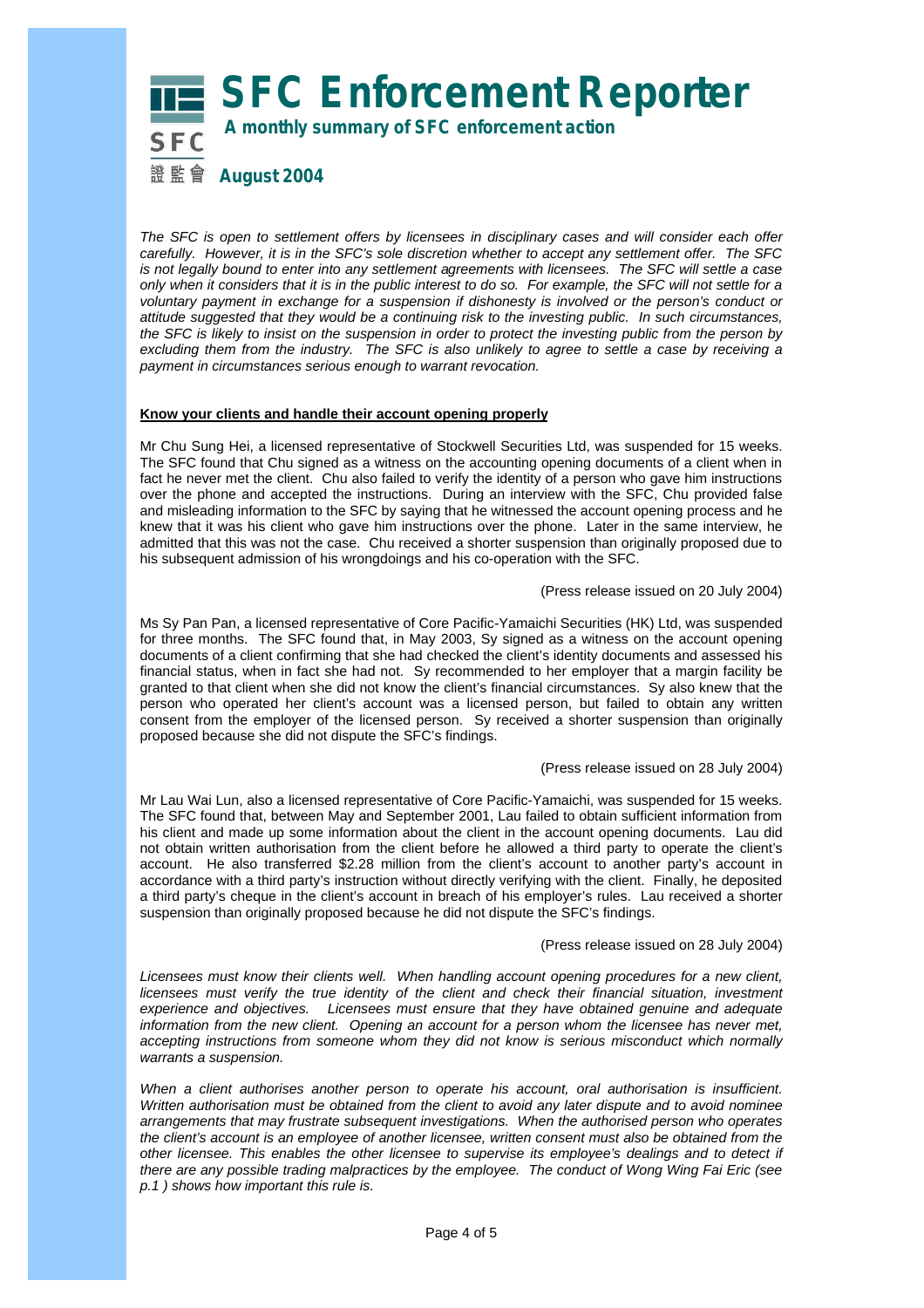# SFC Enforcement Reporter

**A monthly summary of SFC enforcement action**

**August 2004**

*The SFC is open to settlement offers by licensees in disciplinary cases and will consider each offer carefully. However, it is in the SFC's sole discretion whether to accept any settlement offer. The SFC is not legally bound to enter into any settlement agreements with licensees. The SFC will settle a case only when it considers that it is in the public interest to do so. For example, the SFC will not settle for a voluntary payment in exchange for a suspension if dishonesty is involved or the person's conduct or attitude suggested that they would be a continuing risk to the investing public. In such circumstances, the SFC is likely to insist on the suspension in order to protect the investing public from the person by excluding them from the industry. The SFC is also unlikely to agree to settle a case by receiving a payment in circumstances serious enough to warrant revocation.*

**Know your clients and handle their account opening properly**

Mr Chu Sung Hei, a licensed representative of Stockwell Securities Ltd, was suspended for 15 weeks. The SFC found that Chu signed as a witness on the accounting opening documents of a client when in fact he never met the client. Chu also failed to verify the identity of a person who gave him instructions over the phone and accepted the instructions. During an interview with the SFC, Chu provided false and misleading information to the SFC by saying that he witnessed the account opening process and he knew that it was his client who gave him instructions over the phone. Later in the same interview, he admitted that this was not the case. Chu received a shorter suspension than originally proposed due to his subsequent admission of his wrongdoings and his co-operation with the SFC.

(Press release issued on 20 July 2004)

Ms Sy Pan Pan, a licensed representative of Core Pacific-Yamaichi Securities (HK) Ltd, was suspended for three months. The SFC found that, in May 2003, Sy signed as a witness on the account opening documents of a client confirming that she had checked the client's identity documents and assessed his financial status, when in fact she had not. Sy recommended to her employer that a margin facility be granted to that client when she did not know the client's financial circumstances. Sy also knew that the person who operated her client's account was a licensed person, but failed to obtain any written consent from the employer of the licensed person. Sy received a shorter suspension than originally proposed because she did not dispute the SFC's findings.

(Press release issued on 28 July 2004)

Mr Lau Wai Lun, also a licensed representative of Core Pacific-Yamaichi, was suspended for 15 weeks. The SFC found that, between May and September 2001, Lau failed to obtain sufficient information from his client and made up some information about the client in the account opening documents. Lau did not obtain written authorisation from the client before he allowed a third party to operate the client's account. He also transferred $2.28 million from the client's account to another party's account in accordance with a third party's instruction without directly verifying with the client. Finally, he deposited a third party's cheque in the client's account in breach of his employer's rules. Lau received a shorter suspension than originally proposed because he did not dispute the SFC's findings.

(Press release issued on 28 July 2004)

*Licensees must know their clients well. When handling account opening procedures for a new client, licensees must verify the true identity of the client and check their financial situation, investment experience and objectives. Licensees must ensure that they have obtained genuine and adequate information from the new client. Opening an account for a person whom the licensee has never met, accepting instructions from someone whom they did not know is serious misconduct which normally warrants a suspension.*

*When a client authorises another person to operate his account, oral authorisation is insufficient. Written authorisation must be obtained from the client to avoid any later dispute and to avoid nominee arrangements that may frustrate subsequent investigations. When the authorised person who operates the client's account is an employee of another licensee, written consent must also be obtained from the other licensee. This enables the other licensee to supervise its employee's dealings and to detect if there are any possible trading malpractices by the employee. The conduct of Wong Wing Fai Eric (see p.1 ) shows how important this rule is.*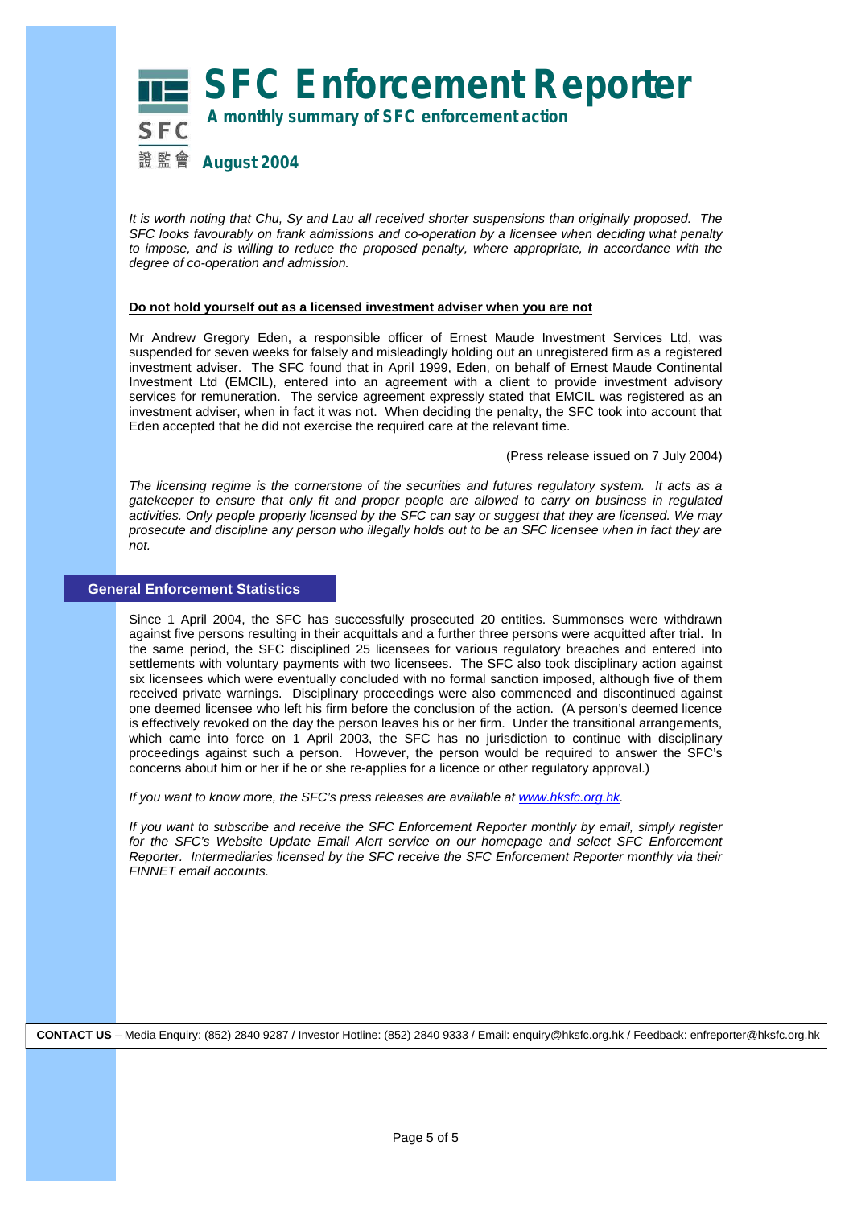*It is worth noting that Chu, Sy and Lau all received shorter suspensions than originally proposed. The SFC looks favourably on frank admissions and co-operation by a licensee when deciding what penalty to impose, and is willing to reduce the proposed penalty, where appropriate, in accordance with the degree of co-operation and admission.*

**Do not hold yourself out as a licensed investment adviser when you are not**

Mr Andrew Gregory Eden, a responsible officer of Ernest Maude Investment Services Ltd, was suspended for seven weeks for falsely and misleadingly holding out an unregistered firm as a registered investment adviser. The SFC found that in April 1999, Eden, on behalf of Ernest Maude Continental Investment Ltd (EMCIL), entered into an agreement with a client to provide investment advisory services for remuneration. The service agreement expressly stated that EMCIL was registered as an investment adviser, when in fact it was not. When deciding the penalty, the SFC took into account that Eden accepted that he did not exercise the required care at the relevant time.

(Press release issued on 7 July 2004)

*The licensing regime is the cornerstone of the securities and futures regulatory system. It acts as a gatekeeper to ensure that only fit and proper people are allowed to carry on business in regulated activities. Only people properly licensed by the SFC can say or suggest that they are licensed. We may prosecute and discipline any person who illegally holds out to be an SFC licensee when in fact they are not.*

## General Enforcement Statistics

Since 1 April 2004, the SFC has successfully prosecuted 20 entities. Summonses were withdrawn against five persons resulting in their acquittals and a further three persons were acquitted after trial. In the same period, the SFC disciplined 25 licensees for various regulatory breaches and entered into settlements with voluntary payments with two licensees. The SFC also took disciplinary action against six licensees which were eventually concluded with no formal sanction imposed, although five of them received private warnings. Disciplinary proceedings were also commenced and discontinued against one deemed licensee who left his firm before the conclusion of the action. (A person's deemed licence is effectively revoked on the day the person leaves his or her firm. Under the transitional arrangements, which came into force on 1 April 2003, the SFC has no jurisdiction to continue with disciplinary proceedings against such a person. However, the person would be required to answer the SFC's concerns about him or her if he or she re-applies for a licence or other regulatory approval.)

*If you want to know more, the SFC's press releases are available at www.hksfc.org.hk.*

*If you want to subscribe and receive the SFC Enforcement Reporter monthly by email, simply register for the SFC's Website Update Email Alert service on our homepage and select SFC Enforcement Reporter. Intermediaries licensed by the SFC receive the SFC Enforcement Reporter monthly via their FINNET email accounts.*

**CONTACT US** – Media Enquiry: (852) 2840 9287 / Investor Hotline: (852) 2840 9333 / Email: enquiry@hksfc.org.hk / Feedback: enfreporter@hksfc.org.hk